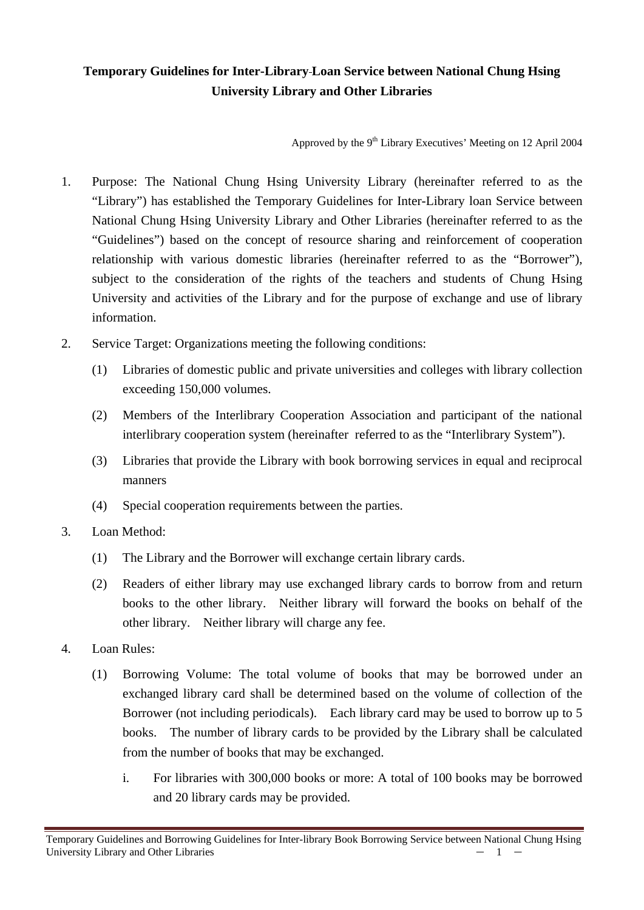# Temporary Guidelines for Inter-Library-Loan Service between National Chung Hsing University Library and Other Libraries

Approved by the 9th Library Executives' Meeting on 12 April 2004

1. Purpose: The National Chung Hsing University Library (hereinafter referred to as the "Library") has established the Temporary Guidelines for Inter-Library loan Service between National Chung Hsing University Library and Other Libraries (hereinafter referred to as the "Guidelines") based on the concept of resource sharing and reinforcement of cooperation relationship with various domestic libraries (hereinafter referred to as the "Borrower"), subject to the consideration of the rights of the teachers and students of Chung Hsing University and activities of the Library and for the purpose of exchange and use of library information.

2. Service Target: Organizations meeting the following conditions:

   (1) Libraries of domestic public and private universities and colleges with library collection exceeding 150,000 volumes.

   (2) Members of the Interlibrary Cooperation Association and participant of the national interlibrary cooperation system (hereinafter referred to as the "Interlibrary System").

   (3) Libraries that provide the Library with book borrowing services in equal and reciprocal manners

   (4) Special cooperation requirements between the parties.

3. Loan Method:

   (1) The Library and the Borrower will exchange certain library cards.

   (2) Readers of either library may use exchanged library cards to borrow from and return books to the other library. Neither library will forward the books on behalf of the other library. Neither library will charge any fee.

4. Loan Rules:

   (1) Borrowing Volume: The total volume of books that may be borrowed under an exchanged library card shall be determined based on the volume of collection of the Borrower (not including periodicals). Each library card may be used to borrow up to 5 books. The number of library cards to be provided by the Library shall be calculated from the number of books that may be exchanged.

      i. For libraries with 300,000 books or more: A total of 100 books may be borrowed and 20 library cards may be provided.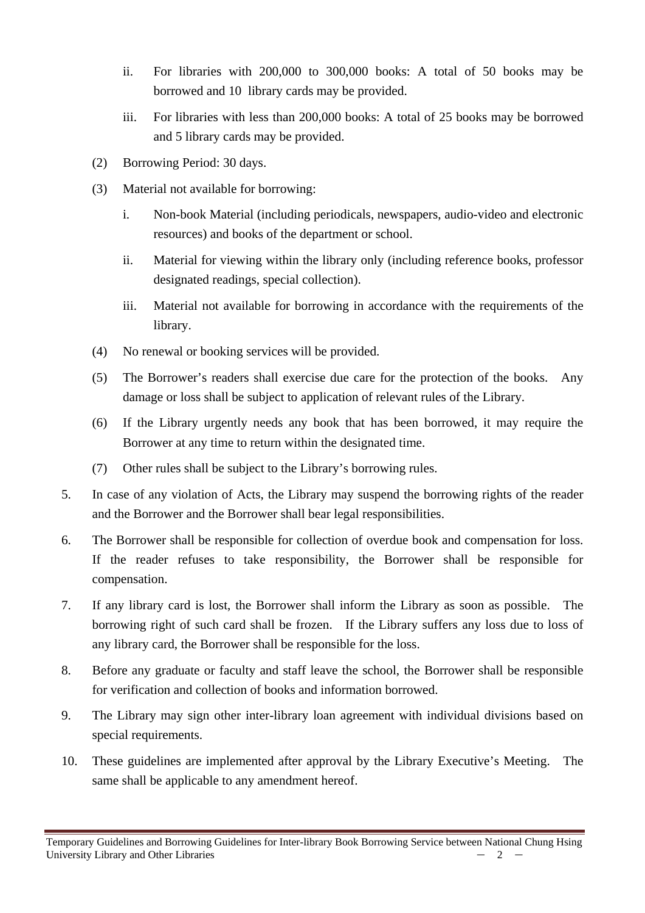ii. For libraries with 200,000 to 300,000 books: A total of 50 books may be borrowed and 10 library cards may be provided.

iii. For libraries with less than 200,000 books: A total of 25 books may be borrowed and 5 library cards may be provided.

(2) Borrowing Period: 30 days.

(3) Material not available for borrowing:

i. Non-book Material (including periodicals, newspapers, audio-video and electronic resources) and books of the department or school.

ii. Material for viewing within the library only (including reference books, professor designated readings, special collection).

iii. Material not available for borrowing in accordance with the requirements of the library.

(4) No renewal or booking services will be provided.

(5) The Borrower's readers shall exercise due care for the protection of the books. Any damage or loss shall be subject to application of relevant rules of the Library.

(6) If the Library urgently needs any book that has been borrowed, it may require the Borrower at any time to return within the designated time.

(7) Other rules shall be subject to the Library's borrowing rules.

5. In case of any violation of Acts, the Library may suspend the borrowing rights of the reader and the Borrower and the Borrower shall bear legal responsibilities.

6. The Borrower shall be responsible for collection of overdue book and compensation for loss. If the reader refuses to take responsibility, the Borrower shall be responsible for compensation.

7. If any library card is lost, the Borrower shall inform the Library as soon as possible. The borrowing right of such card shall be frozen. If the Library suffers any loss due to loss of any library card, the Borrower shall be responsible for the loss.

8. Before any graduate or faculty and staff leave the school, the Borrower shall be responsible for verification and collection of books and information borrowed.

9. The Library may sign other inter-library loan agreement with individual divisions based on special requirements.

10. These guidelines are implemented after approval by the Library Executive's Meeting. The same shall be applicable to any amendment hereof.